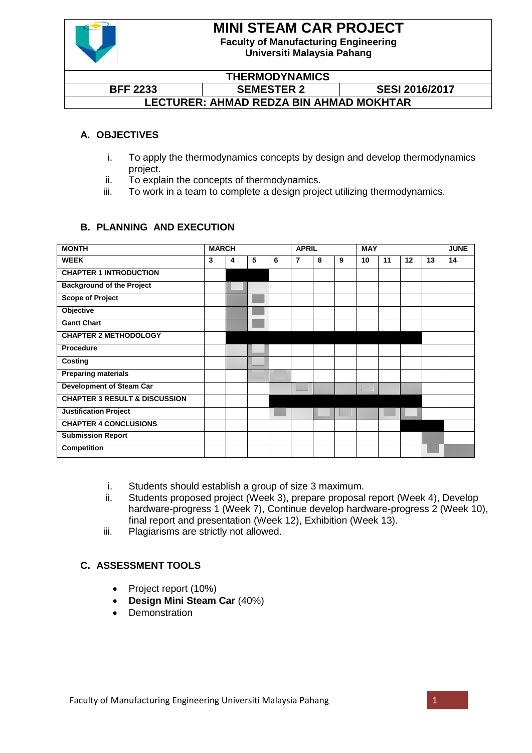# MINI STEAM CAR PROJECT

**Faculty of Manufacturing Engineering**
**Universiti Malaysia Pahang**

| THERMODYNAMICS | | |
|---|---|---|
| BFF 2233 | SEMESTER 2 | SESI 2016/2017 |
| LECTURER: AHMAD REDZA BIN AHMAD MOKHTAR | | |

## A. OBJECTIVES

i. To apply the thermodynamics concepts by design and develop thermodynamics project.
ii. To explain the concepts of thermodynamics.
iii. To work in a team to complete a design project utilizing thermodynamics.

## B. PLANNING AND EXECUTION

| MONTH | MARCH | | | | APRIL | | | MAY | | | | JUNE |
|---|---|---|---|---|---|---|---|---|---|---|---|---|
| **WEEK** | **3** | **4** | **5** | **6** | **7** | **8** | **9** | **10** | **11** | **12** | **13** | **14** |
| **CHAPTER 1 INTRODUCTION** | | | | | | | | | | | | |
| **Background of the Project** | | | | | | | | | | | | |
| **Scope of Project** | | | | | | | | | | | | |
| **Objective** | | | | | | | | | | | | |
| **Gantt Chart** | | | | | | | | | | | | |
| **CHAPTER 2 METHODOLOGY** | | | | | | | | | | | | |
| **Procedure** | | | | | | | | | | | | |
| **Costing** | | | | | | | | | | | | |
| **Preparing materials** | | | | | | | | | | | | |
| **Development of Steam Car** | | | | | | | | | | | | |
| **CHAPTER 3 RESULT & DISCUSSION** | | | | | | | | | | | | |
| **Justification Project** | | | | | | | | | | | | |
| **CHAPTER 4 CONCLUSIONS** | | | | | | | | | | | | |
| **Submission Report** | | | | | | | | | | | | |
| **Competition** | | | | | | | | | | | | |

i. Students should establish a group of size 3 maximum.
ii. Students proposed project (Week 3), prepare proposal report (Week 4), Develop hardware-progress 1 (Week 7), Continue develop hardware-progress 2 (Week 10), final report and presentation (Week 12), Exhibition (Week 13).
iii. Plagiarisms are strictly not allowed.

## C. ASSESSMENT TOOLS

- Project report (10%)
- **Design Mini Steam Car** (40%)
- Demonstration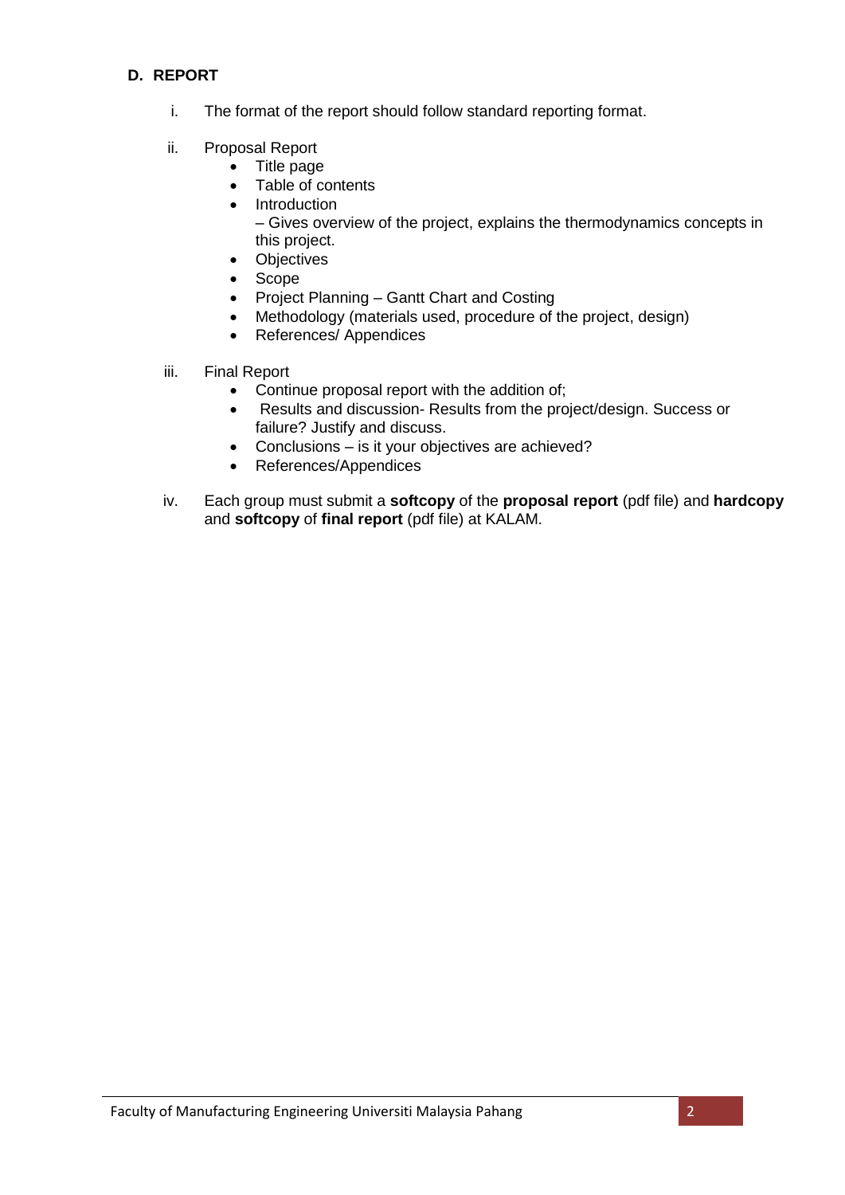## D. REPORT

i. The format of the report should follow standard reporting format.

ii. Proposal Report
- Title page
- Table of contents
- Introduction
  – Gives overview of the project, explains the thermodynamics concepts in this project.
- Objectives
- Scope
- Project Planning – Gantt Chart and Costing
- Methodology (materials used, procedure of the project, design)
- References/ Appendices

iii. Final Report
- Continue proposal report with the addition of;
- Results and discussion- Results from the project/design. Success or failure? Justify and discuss.
- Conclusions – is it your objectives are achieved?
- References/Appendices

iv. Each group must submit a **softcopy** of the **proposal report** (pdf file) and **hardcopy** and **softcopy** of **final report** (pdf file) at KALAM.